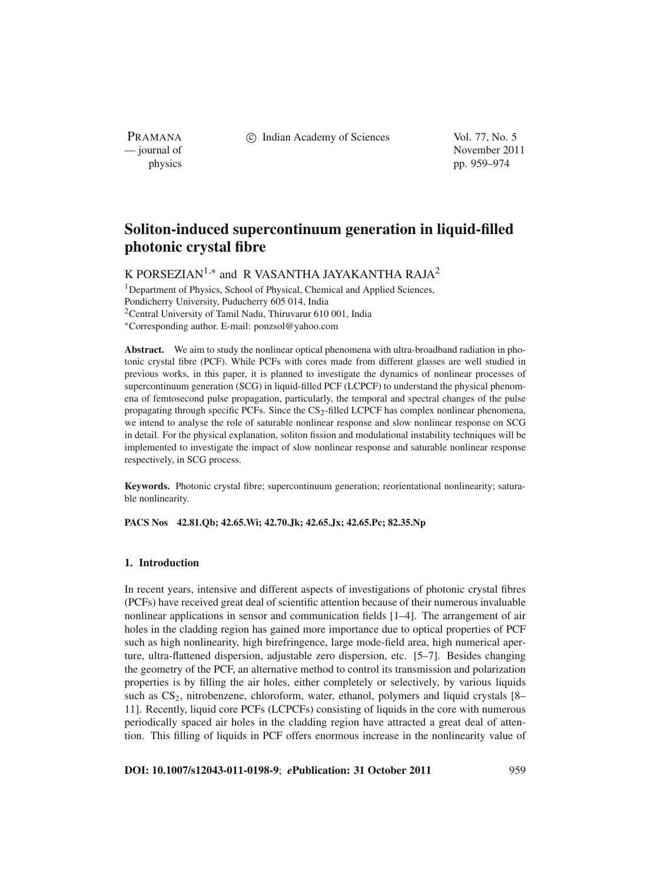# Soliton-induced supercontinuum generation in liquid-filled photonic crystal fibre

K PORSEZIAN[1,*] and R VASANTHA JAYAKANTHA RAJA[2]

[1]Department of Physics, School of Physical, Chemical and Applied Sciences, Pondicherry University, Puducherry 605 014, India
[2]Central University of Tamil Nadu, Thiruvarur 610 001, India
[*]Corresponding author. E-mail: ponzsol@yahoo.com

**Abstract.** We aim to study the nonlinear optical phenomena with ultra-broadband radiation in photonic crystal fibre (PCF). While PCFs with cores made from different glasses are well studied in previous works, in this paper, it is planned to investigate the dynamics of nonlinear processes of supercontinuum generation (SCG) in liquid-filled PCF (LCPCF) to understand the physical phenomena of femtosecond pulse propagation, particularly, the temporal and spectral changes of the pulse propagating through specific PCFs. Since the $CS_2$-filled LCPCF has complex nonlinear phenomena, we intend to analyse the role of saturable nonlinear response and slow nonlinear response on SCG in detail. For the physical explanation, soliton fission and modulational instability techniques will be implemented to investigate the impact of slow nonlinear response and saturable nonlinear response respectively, in SCG process.

**Keywords.** Photonic crystal fibre; supercontinuum generation; reorientational nonlinearity; saturable nonlinearity.

**PACS Nos** **42.81.Qb; 42.65.Wi; 42.70.Jk; 42.65.Jx; 42.65.Pc; 82.35.Np**

## 1. Introduction

In recent years, intensive and different aspects of investigations of photonic crystal fibres (PCFs) have received great deal of scientific attention because of their numerous invaluable nonlinear applications in sensor and communication fields [1–4]. The arrangement of air holes in the cladding region has gained more importance due to optical properties of PCF such as high nonlinearity, high birefringence, large mode-field area, high numerical aperture, ultra-flattened dispersion, adjustable zero dispersion, etc. [5–7]. Besides changing the geometry of the PCF, an alternative method to control its transmission and polarization properties is by filling the air holes, either completely or selectively, by various liquids such as $CS_2$, nitrobenzene, chloroform, water, ethanol, polymers and liquid crystals [8–11]. Recently, liquid core PCFs (LCPCFs) consisting of liquids in the core with numerous periodically spaced air holes in the cladding region have attracted a great deal of attention. This filling of liquids in PCF offers enormous increase in the nonlinearity value of

**DOI: 10.1007/s12043-011-0198-9**; ***e*****Publication: 31 October 2011**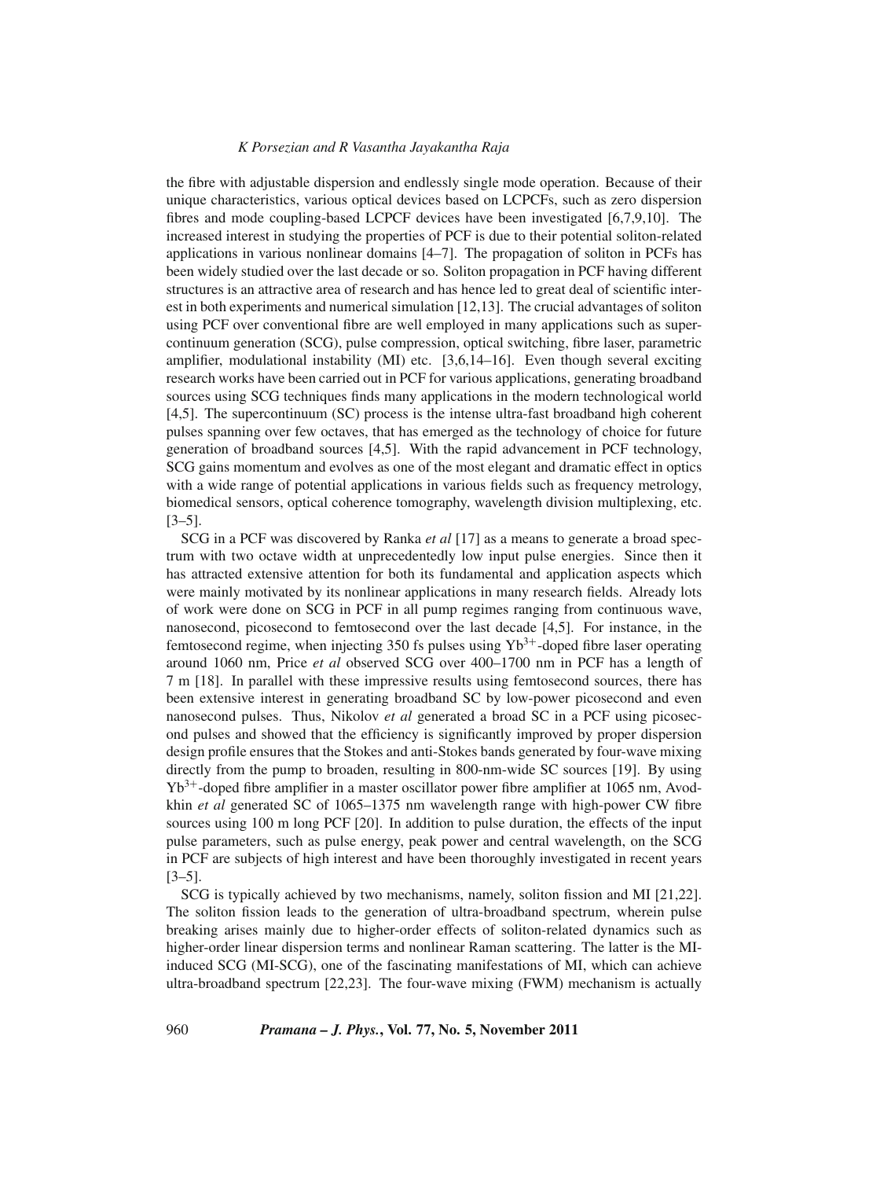the fibre with adjustable dispersion and endlessly single mode operation. Because of their unique characteristics, various optical devices based on LCPCFs, such as zero dispersion fibres and mode coupling-based LCPCF devices have been investigated [6,7,9,10]. The increased interest in studying the properties of PCF is due to their potential soliton-related applications in various nonlinear domains [4–7]. The propagation of soliton in PCFs has been widely studied over the last decade or so. Soliton propagation in PCF having different structures is an attractive area of research and has hence led to great deal of scientific interest in both experiments and numerical simulation [12,13]. The crucial advantages of soliton using PCF over conventional fibre are well employed in many applications such as supercontinuum generation (SCG), pulse compression, optical switching, fibre laser, parametric amplifier, modulational instability (MI) etc. [3,6,14–16]. Even though several exciting research works have been carried out in PCF for various applications, generating broadband sources using SCG techniques finds many applications in the modern technological world [4,5]. The supercontinuum (SC) process is the intense ultra-fast broadband high coherent pulses spanning over few octaves, that has emerged as the technology of choice for future generation of broadband sources [4,5]. With the rapid advancement in PCF technology, SCG gains momentum and evolves as one of the most elegant and dramatic effect in optics with a wide range of potential applications in various fields such as frequency metrology, biomedical sensors, optical coherence tomography, wavelength division multiplexing, etc. [3–5].

SCG in a PCF was discovered by Ranka *et al* [17] as a means to generate a broad spectrum with two octave width at unprecedentedly low input pulse energies. Since then it has attracted extensive attention for both its fundamental and application aspects which were mainly motivated by its nonlinear applications in many research fields. Already lots of work were done on SCG in PCF in all pump regimes ranging from continuous wave, nanosecond, picosecond to femtosecond over the last decade [4,5]. For instance, in the femtosecond regime, when injecting 350 fs pulses using $Yb^{3+}$-doped fibre laser operating around 1060 nm, Price *et al* observed SCG over 400–1700 nm in PCF has a length of 7 m [18]. In parallel with these impressive results using femtosecond sources, there has been extensive interest in generating broadband SC by low-power picosecond and even nanosecond pulses. Thus, Nikolov *et al* generated a broad SC in a PCF using picosecond pulses and showed that the efficiency is significantly improved by proper dispersion design profile ensures that the Stokes and anti-Stokes bands generated by four-wave mixing directly from the pump to broaden, resulting in 800-nm-wide SC sources [19]. By using $Yb^{3+}$-doped fibre amplifier in a master oscillator power fibre amplifier at 1065 nm, Avodkhin *et al* generated SC of 1065–1375 nm wavelength range with high-power CW fibre sources using 100 m long PCF [20]. In addition to pulse duration, the effects of the input pulse parameters, such as pulse energy, peak power and central wavelength, on the SCG in PCF are subjects of high interest and have been thoroughly investigated in recent years [3–5].

SCG is typically achieved by two mechanisms, namely, soliton fission and MI [21,22]. The soliton fission leads to the generation of ultra-broadband spectrum, wherein pulse breaking arises mainly due to higher-order effects of soliton-related dynamics such as higher-order linear dispersion terms and nonlinear Raman scattering. The latter is the MI-induced SCG (MI-SCG), one of the fascinating manifestations of MI, which can achieve ultra-broadband spectrum [22,23]. The four-wave mixing (FWM) mechanism is actually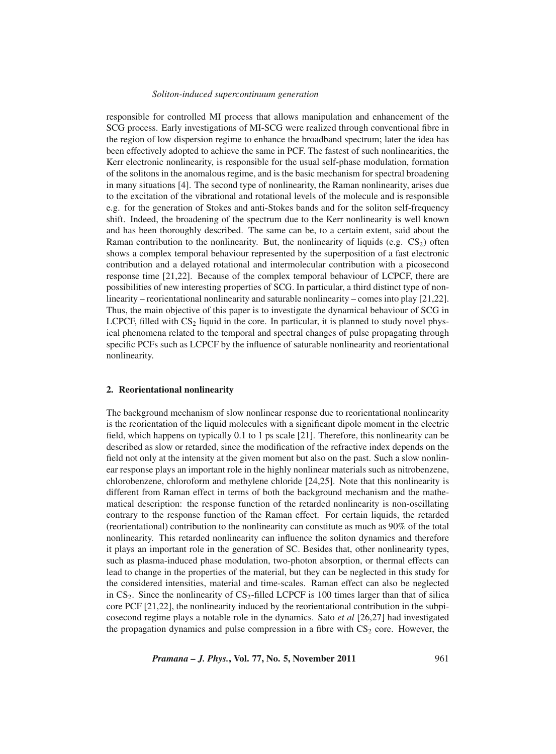responsible for controlled MI process that allows manipulation and enhancement of the SCG process. Early investigations of MI-SCG were realized through conventional fibre in the region of low dispersion regime to enhance the broadband spectrum; later the idea has been effectively adopted to achieve the same in PCF. The fastest of such nonlinearities, the Kerr electronic nonlinearity, is responsible for the usual self-phase modulation, formation of the solitons in the anomalous regime, and is the basic mechanism for spectral broadening in many situations [4]. The second type of nonlinearity, the Raman nonlinearity, arises due to the excitation of the vibrational and rotational levels of the molecule and is responsible e.g. for the generation of Stokes and anti-Stokes bands and for the soliton self-frequency shift. Indeed, the broadening of the spectrum due to the Kerr nonlinearity is well known and has been thoroughly described. The same can be, to a certain extent, said about the Raman contribution to the nonlinearity. But, the nonlinearity of liquids (e.g. $CS_2$) often shows a complex temporal behaviour represented by the superposition of a fast electronic contribution and a delayed rotational and intermolecular contribution with a picosecond response time [21,22]. Because of the complex temporal behaviour of LCPCF, there are possibilities of new interesting properties of SCG. In particular, a third distinct type of nonlinearity – reorientational nonlinearity and saturable nonlinearity – comes into play [21,22]. Thus, the main objective of this paper is to investigate the dynamical behaviour of SCG in LCPCF, filled with $CS_2$ liquid in the core. In particular, it is planned to study novel physical phenomena related to the temporal and spectral changes of pulse propagating through specific PCFs such as LCPCF by the influence of saturable nonlinearity and reorientational nonlinearity.

## 2. Reorientational nonlinearity

The background mechanism of slow nonlinear response due to reorientational nonlinearity is the reorientation of the liquid molecules with a significant dipole moment in the electric field, which happens on typically 0.1 to 1 ps scale [21]. Therefore, this nonlinearity can be described as slow or retarded, since the modification of the refractive index depends on the field not only at the intensity at the given moment but also on the past. Such a slow nonlinear response plays an important role in the highly nonlinear materials such as nitrobenzene, chlorobenzene, chloroform and methylene chloride [24,25]. Note that this nonlinearity is different from Raman effect in terms of both the background mechanism and the mathematical description: the response function of the retarded nonlinearity is non-oscillating contrary to the response function of the Raman effect. For certain liquids, the retarded (reorientational) contribution to the nonlinearity can constitute as much as 90% of the total nonlinearity. This retarded nonlinearity can influence the soliton dynamics and therefore it plays an important role in the generation of SC. Besides that, other nonlinearity types, such as plasma-induced phase modulation, two-photon absorption, or thermal effects can lead to change in the properties of the material, but they can be neglected in this study for the considered intensities, material and time-scales. Raman effect can also be neglected in $CS_2$. Since the nonlinearity of $CS_2$-filled LCPCF is 100 times larger than that of silica core PCF [21,22], the nonlinearity induced by the reorientational contribution in the subpicosecond regime plays a notable role in the dynamics. Sato *et al* [26,27] had investigated the propagation dynamics and pulse compression in a fibre with $CS_2$ core. However, the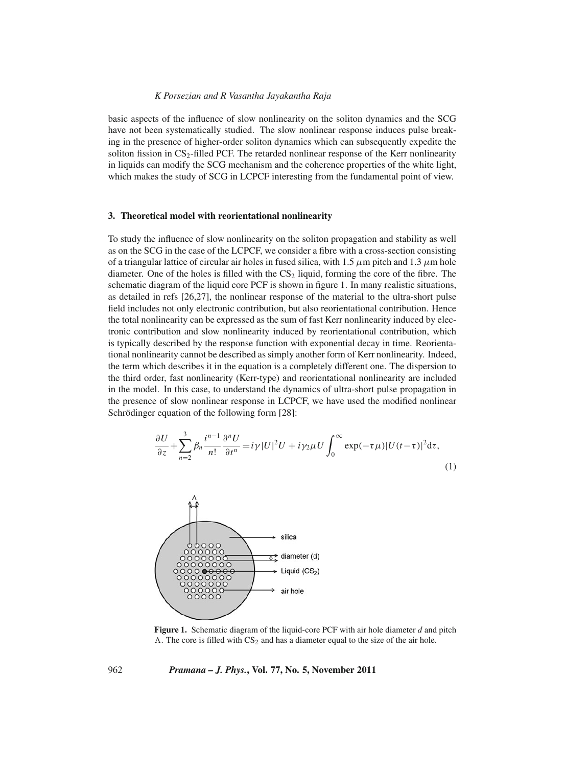basic aspects of the influence of slow nonlinearity on the soliton dynamics and the SCG have not been systematically studied. The slow nonlinear response induces pulse breaking in the presence of higher-order soliton dynamics which can subsequently expedite the soliton fission in $CS_2$-filled PCF. The retarded nonlinear response of the Kerr nonlinearity in liquids can modify the SCG mechanism and the coherence properties of the white light, which makes the study of SCG in LCPCF interesting from the fundamental point of view.

## 3. Theoretical model with reorientational nonlinearity

To study the influence of slow nonlinearity on the soliton propagation and stability as well as on the SCG in the case of the LCPCF, we consider a fibre with a cross-section consisting of a triangular lattice of circular air holes in fused silica, with 1.5 $\mu$m pitch and 1.3 $\mu$m hole diameter. One of the holes is filled with the $CS_2$ liquid, forming the core of the fibre. The schematic diagram of the liquid core PCF is shown in figure 1. In many realistic situations, as detailed in refs [26,27], the nonlinear response of the material to the ultra-short pulse field includes not only electronic contribution, but also reorientational contribution. Hence the total nonlinearity can be expressed as the sum of fast Kerr nonlinearity induced by electronic contribution and slow nonlinearity induced by reorientational contribution, which is typically described by the response function with exponential decay in time. Reorientational nonlinearity cannot be described as simply another form of Kerr nonlinearity. Indeed, the term which describes it in the equation is a completely different one. The dispersion to the third order, fast nonlinearity (Kerr-type) and reorientational nonlinearity are included in the model. In this case, to understand the dynamics of ultra-short pulse propagation in the presence of slow nonlinear response in LCPCF, we have used the modified nonlinear Schrödinger equation of the following form [28]:

$$\frac{\partial U}{\partial z} + \sum_{n=2}^{3} \beta_n \frac{i^{n-1}}{n!} \frac{\partial^n U}{\partial t^n} = i\gamma |U|^2 U + i\gamma_2 \mu U \int_0^\infty \exp(-\tau\mu) |U(t-\tau)|^2 \mathrm{d}\tau, \tag{1}$$

Λ

silica

diameter (d)

Liquid ($CS_2$)

air hole

**Figure 1.** Schematic diagram of the liquid-core PCF with air hole diameter $d$ and pitch $\Lambda$. The core is filled with $CS_2$ and has a diameter equal to the size of the air hole.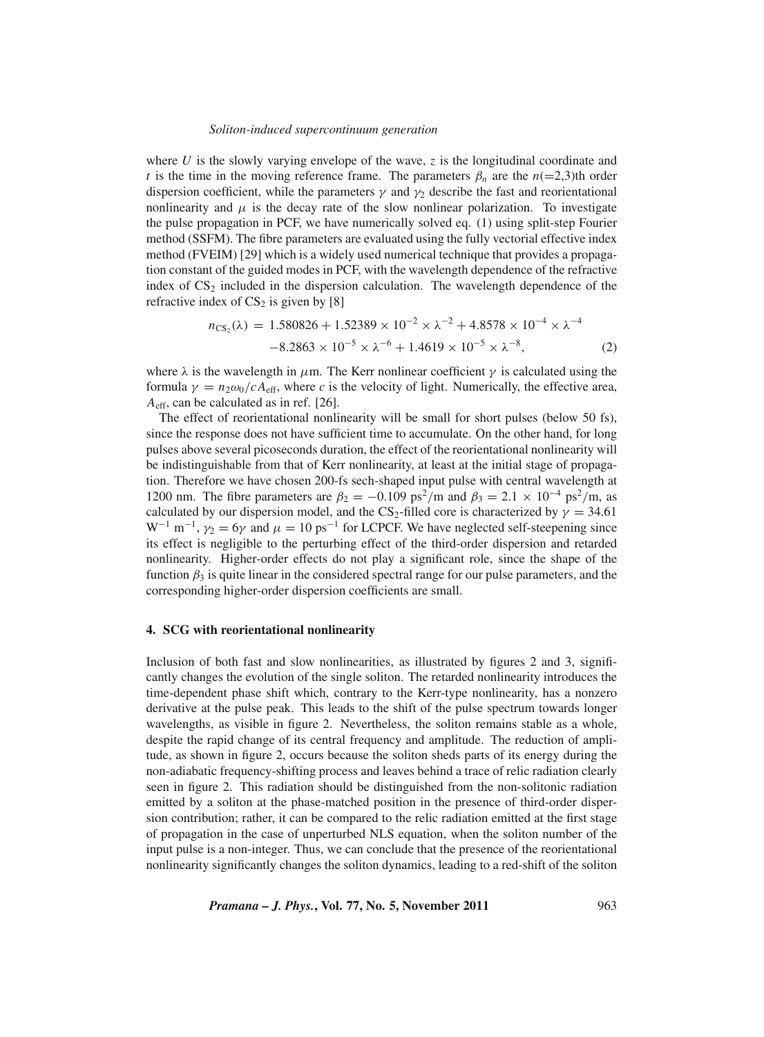where $U$ is the slowly varying envelope of the wave, $z$ is the longitudinal coordinate and $t$ is the time in the moving reference frame. The parameters $\beta_n$ are the $n(=2,3)$th order dispersion coefficient, while the parameters $\gamma$ and $\gamma_2$ describe the fast and reorientational nonlinearity and $\mu$ is the decay rate of the slow nonlinear polarization. To investigate the pulse propagation in PCF, we have numerically solved eq. (1) using split-step Fourier method (SSFM). The fibre parameters are evaluated using the fully vectorial effective index method (FVEIM) [29] which is a widely used numerical technique that provides a propagation constant of the guided modes in PCF, with the wavelength dependence of the refractive index of $CS_2$ included in the dispersion calculation. The wavelength dependence of the refractive index of $CS_2$ is given by [8]

$$n_{CS_2}(\lambda) = 1.580826 + 1.52389 \times 10^{-2} \times \lambda^{-2} + 4.8578 \times 10^{-4} \times \lambda^{-4} - 8.2863 \times 10^{-5} \times \lambda^{-6} + 1.4619 \times 10^{-5} \times \lambda^{-8}, \tag{2}$$

where $\lambda$ is the wavelength in $\mu$m. The Kerr nonlinear coefficient $\gamma$ is calculated using the formula $\gamma = n_2\omega_0/cA_{\text{eff}}$, where $c$ is the velocity of light. Numerically, the effective area, $A_{\text{eff}}$, can be calculated as in ref. [26].

The effect of reorientational nonlinearity will be small for short pulses (below 50 fs), since the response does not have sufficient time to accumulate. On the other hand, for long pulses above several picoseconds duration, the effect of the reorientational nonlinearity will be indistinguishable from that of Kerr nonlinearity, at least at the initial stage of propagation. Therefore we have chosen 200-fs sech-shaped input pulse with central wavelength at 1200 nm. The fibre parameters are $\beta_2 = -0.109$ ps$^2$/m and $\beta_3 = 2.1 \times 10^{-4}$ ps$^2$/m, as calculated by our dispersion model, and the $CS_2$-filled core is characterized by $\gamma = 34.61$ W$^{-1}$ m$^{-1}$, $\gamma_2 = 6\gamma$ and $\mu = 10$ ps$^{-1}$ for LCPCF. We have neglected self-steepening since its effect is negligible to the perturbing effect of the third-order dispersion and retarded nonlinearity. Higher-order effects do not play a significant role, since the shape of the function $\beta_3$ is quite linear in the considered spectral range for our pulse parameters, and the corresponding higher-order dispersion coefficients are small.

## 4. SCG with reorientational nonlinearity

Inclusion of both fast and slow nonlinearities, as illustrated by figures 2 and 3, significantly changes the evolution of the single soliton. The retarded nonlinearity introduces the time-dependent phase shift which, contrary to the Kerr-type nonlinearity, has a nonzero derivative at the pulse peak. This leads to the shift of the pulse spectrum towards longer wavelengths, as visible in figure 2. Nevertheless, the soliton remains stable as a whole, despite the rapid change of its central frequency and amplitude. The reduction of amplitude, as shown in figure 2, occurs because the soliton sheds parts of its energy during the non-adiabatic frequency-shifting process and leaves behind a trace of relic radiation clearly seen in figure 2. This radiation should be distinguished from the non-solitonic radiation emitted by a soliton at the phase-matched position in the presence of third-order dispersion contribution; rather, it can be compared to the relic radiation emitted at the first stage of propagation in the case of unperturbed NLS equation, when the soliton number of the input pulse is a non-integer. Thus, we can conclude that the presence of the reorientational nonlinearity significantly changes the soliton dynamics, leading to a red-shift of the soliton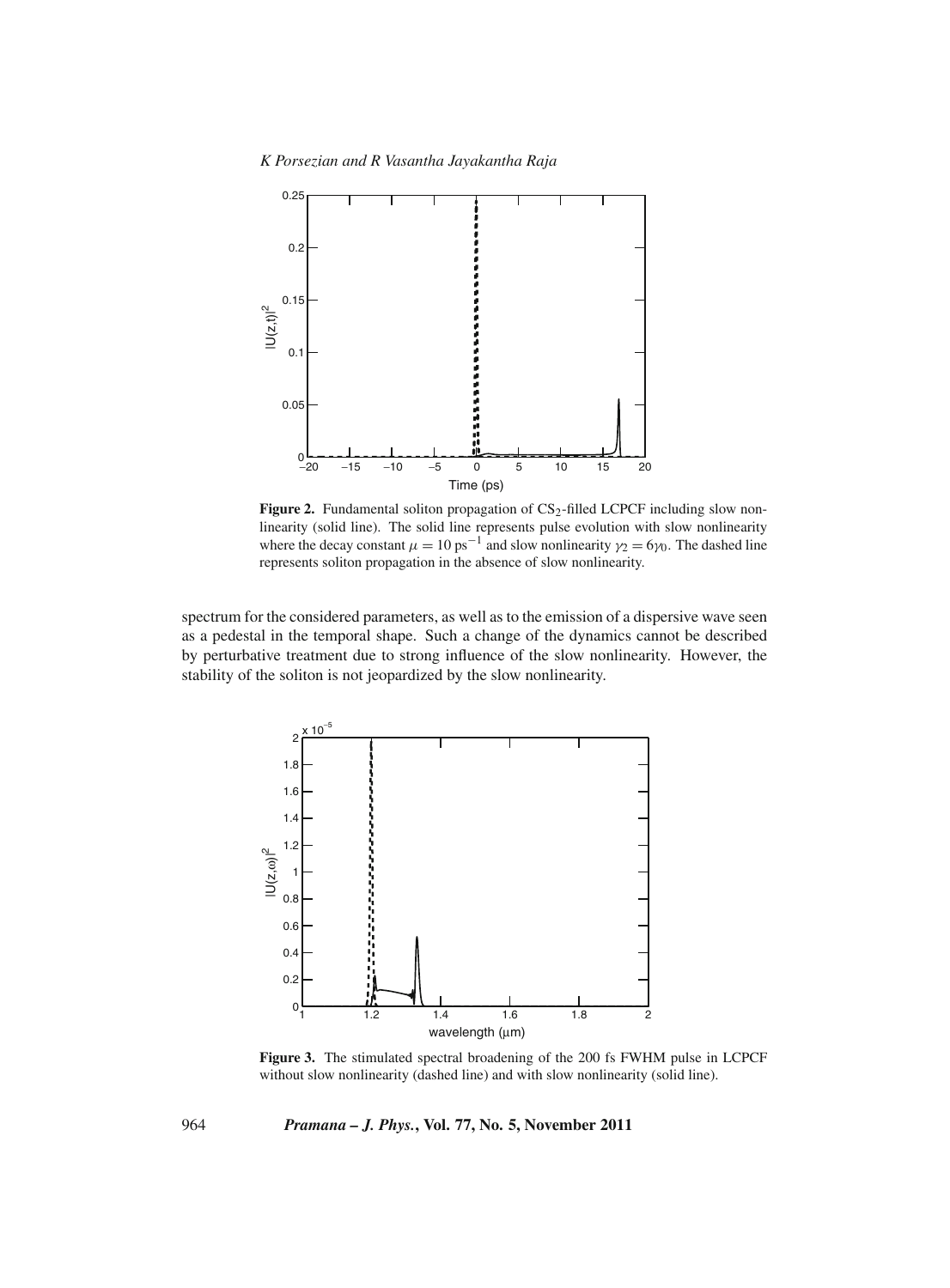0.25
0.2
0.15
0.1
0.05
0
$|U(z,t)|^2$
−20 −15 −10 −5 0 5 10 15 20
Time (ps)

**Figure 2.** Fundamental soliton propagation of $CS_2$-filled LCPCF including slow nonlinearity (solid line). The solid line represents pulse evolution with slow nonlinearity where the decay constant $\mu = 10\ \text{ps}^{-1}$ and slow nonlinearity $\gamma_2 = 6\gamma_0$. The dashed line represents soliton propagation in the absence of slow nonlinearity.

spectrum for the considered parameters, as well as to the emission of a dispersive wave seen as a pedestal in the temporal shape. Such a change of the dynamics cannot be described by perturbative treatment due to strong influence of the slow nonlinearity. However, the stability of the soliton is not jeopardized by the slow nonlinearity.

x $10^{-5}$
2
1.8
1.6
1.4
1.2
1
0.8
0.6
0.4
0.2
0
$|U(z,\omega)|^2$
1 1.2 1.4 1.6 1.8 2
wavelength (μm)

**Figure 3.** The stimulated spectral broadening of the 200 fs FWHM pulse in LCPCF without slow nonlinearity (dashed line) and with slow nonlinearity (solid line).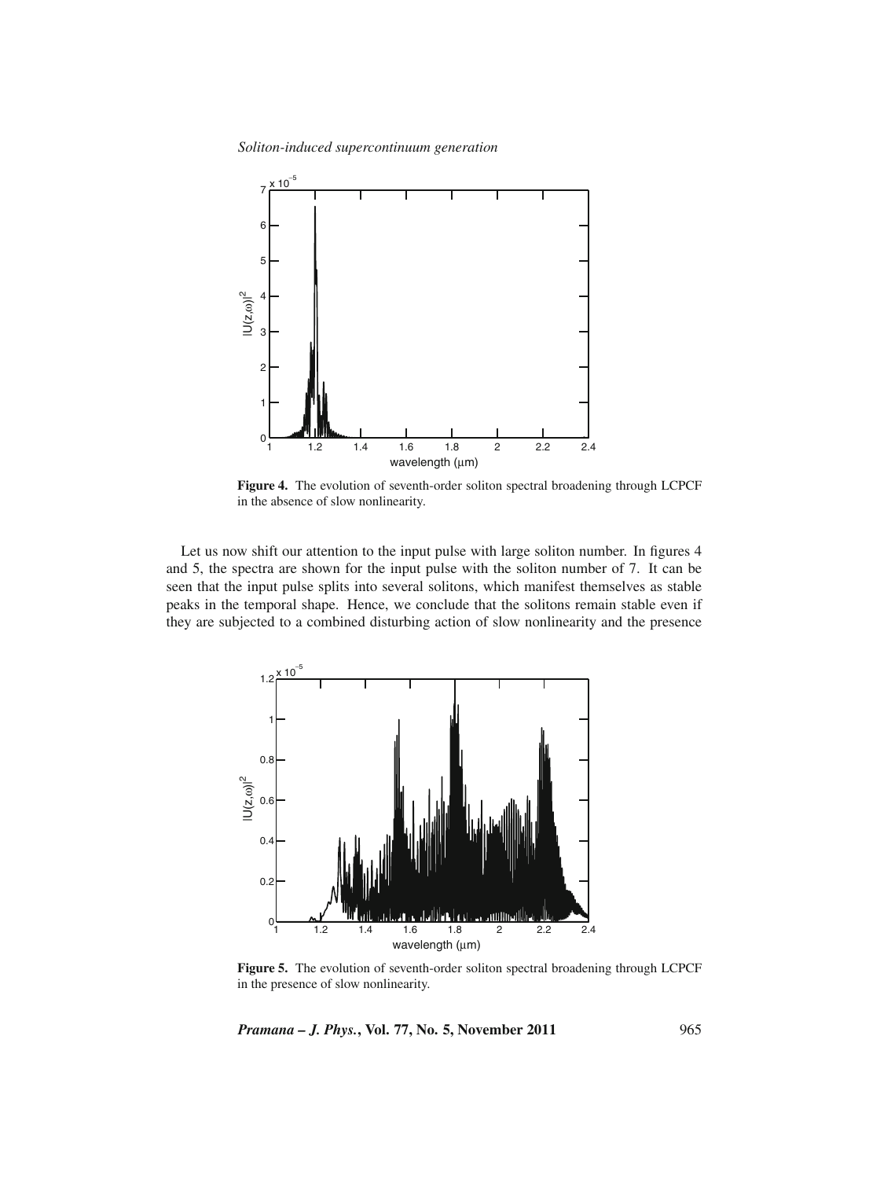**Figure 4.** The evolution of seventh-order soliton spectral broadening through LCPCF in the absence of slow nonlinearity.

Let us now shift our attention to the input pulse with large soliton number. In figures 4 and 5, the spectra are shown for the input pulse with the soliton number of 7. It can be seen that the input pulse splits into several solitons, which manifest themselves as stable peaks in the temporal shape. Hence, we conclude that the solitons remain stable even if they are subjected to a combined disturbing action of slow nonlinearity and the presence

**Figure 5.** The evolution of seventh-order soliton spectral broadening through LCPCF in the presence of slow nonlinearity.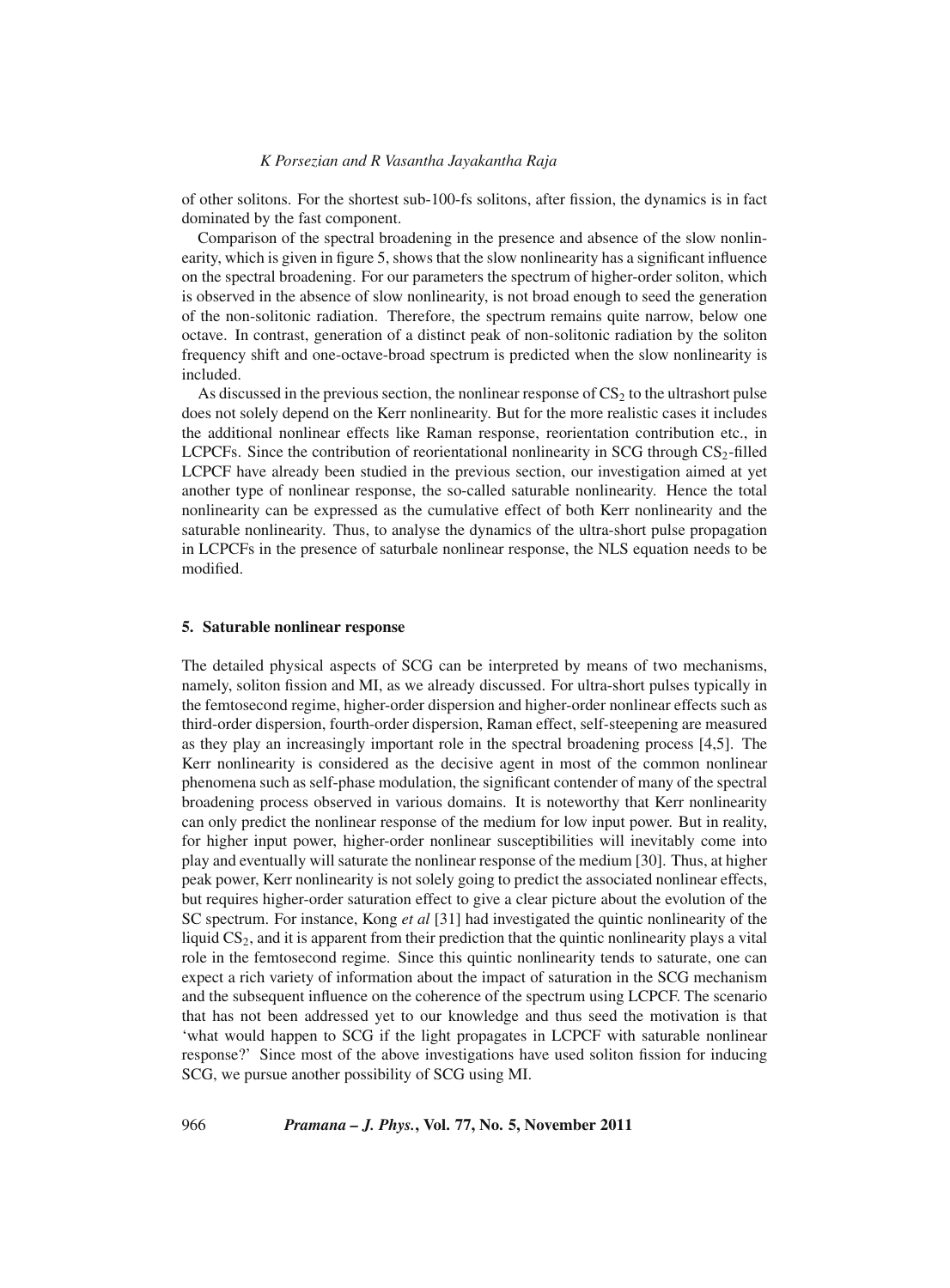of other solitons. For the shortest sub-100-fs solitons, after fission, the dynamics is in fact dominated by the fast component.

Comparison of the spectral broadening in the presence and absence of the slow nonlinearity, which is given in figure 5, shows that the slow nonlinearity has a significant influence on the spectral broadening. For our parameters the spectrum of higher-order soliton, which is observed in the absence of slow nonlinearity, is not broad enough to seed the generation of the non-solitonic radiation. Therefore, the spectrum remains quite narrow, below one octave. In contrast, generation of a distinct peak of non-solitonic radiation by the soliton frequency shift and one-octave-broad spectrum is predicted when the slow nonlinearity is included.

As discussed in the previous section, the nonlinear response of $CS_2$ to the ultrashort pulse does not solely depend on the Kerr nonlinearity. But for the more realistic cases it includes the additional nonlinear effects like Raman response, reorientation contribution etc., in LCPCFs. Since the contribution of reorientational nonlinearity in SCG through $CS_2$-filled LCPCF have already been studied in the previous section, our investigation aimed at yet another type of nonlinear response, the so-called saturable nonlinearity. Hence the total nonlinearity can be expressed as the cumulative effect of both Kerr nonlinearity and the saturable nonlinearity. Thus, to analyse the dynamics of the ultra-short pulse propagation in LCPCFs in the presence of saturbale nonlinear response, the NLS equation needs to be modified.

## 5. Saturable nonlinear response

The detailed physical aspects of SCG can be interpreted by means of two mechanisms, namely, soliton fission and MI, as we already discussed. For ultra-short pulses typically in the femtosecond regime, higher-order dispersion and higher-order nonlinear effects such as third-order dispersion, fourth-order dispersion, Raman effect, self-steepening are measured as they play an increasingly important role in the spectral broadening process [4,5]. The Kerr nonlinearity is considered as the decisive agent in most of the common nonlinear phenomena such as self-phase modulation, the significant contender of many of the spectral broadening process observed in various domains. It is noteworthy that Kerr nonlinearity can only predict the nonlinear response of the medium for low input power. But in reality, for higher input power, higher-order nonlinear susceptibilities will inevitably come into play and eventually will saturate the nonlinear response of the medium [30]. Thus, at higher peak power, Kerr nonlinearity is not solely going to predict the associated nonlinear effects, but requires higher-order saturation effect to give a clear picture about the evolution of the SC spectrum. For instance, Kong *et al* [31] had investigated the quintic nonlinearity of the liquid $CS_2$, and it is apparent from their prediction that the quintic nonlinearity plays a vital role in the femtosecond regime. Since this quintic nonlinearity tends to saturate, one can expect a rich variety of information about the impact of saturation in the SCG mechanism and the subsequent influence on the coherence of the spectrum using LCPCF. The scenario that has not been addressed yet to our knowledge and thus seed the motivation is that 'what would happen to SCG if the light propagates in LCPCF with saturable nonlinear response?' Since most of the above investigations have used soliton fission for inducing SCG, we pursue another possibility of SCG using MI.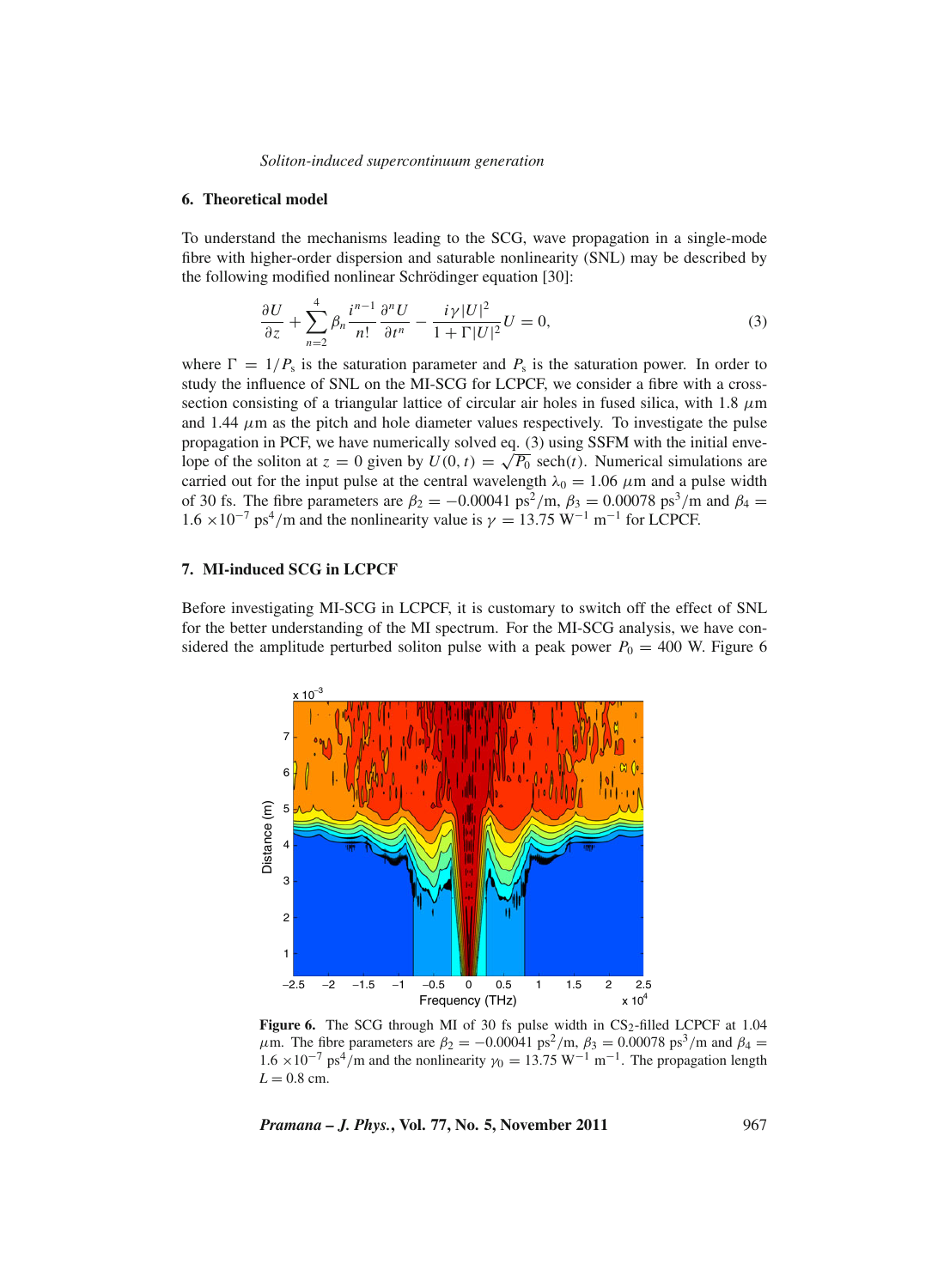## 6. Theoretical model

To understand the mechanisms leading to the SCG, wave propagation in a single-mode fibre with higher-order dispersion and saturable nonlinearity (SNL) may be described by the following modified nonlinear Schrödinger equation [30]:

$$\frac{\partial U}{\partial z} + \sum_{n=2}^{4} \beta_n \frac{i^{n-1}}{n!} \frac{\partial^n U}{\partial t^n} - \frac{i\gamma |U|^2}{1+\Gamma |U|^2} U = 0, \tag{3}$$

where $\Gamma = 1/P_s$ is the saturation parameter and $P_s$ is the saturation power. In order to study the influence of SNL on the MI-SCG for LCPCF, we consider a fibre with a cross-section consisting of a triangular lattice of circular air holes in fused silica, with 1.8 $\mu$m and 1.44 $\mu$m as the pitch and hole diameter values respectively. To investigate the pulse propagation in PCF, we have numerically solved eq. (3) using SSFM with the initial envelope of the soliton at $z = 0$ given by $U(0, t) = \sqrt{P_0}\ \text{sech}(t)$. Numerical simulations are carried out for the input pulse at the central wavelength $\lambda_0 = 1.06\ \mu$m and a pulse width of 30 fs. The fibre parameters are $\beta_2 = -0.00041$ ps$^2$/m, $\beta_3 = 0.00078$ ps$^3$/m and $\beta_4 = 1.6 \times 10^{-7}$ ps$^4$/m and the nonlinearity value is $\gamma = 13.75$ W$^{-1}$ m$^{-1}$ for LCPCF.

## 7. MI-induced SCG in LCPCF

Before investigating MI-SCG in LCPCF, it is customary to switch off the effect of SNL for the better understanding of the MI spectrum. For the MI-SCG analysis, we have considered the amplitude perturbed soliton pulse with a peak power $P_0 = 400$ W. Figure 6

x 10^-3
Distance (m)
7
6
5
4
3
2
1
−2.5 −2 −1.5 −1 −0.5 0 0.5 1 1.5 2 2.5
Frequency (THz)
x 10^4

**Figure 6.** The SCG through MI of 30 fs pulse width in $CS_2$-filled LCPCF at 1.04 $\mu$m. The fibre parameters are $\beta_2 = -0.00041$ ps$^2$/m, $\beta_3 = 0.00078$ ps$^3$/m and $\beta_4 = 1.6 \times 10^{-7}$ ps$^4$/m and the nonlinearity $\gamma_0 = 13.75$ W$^{-1}$ m$^{-1}$. The propagation length $L = 0.8$ cm.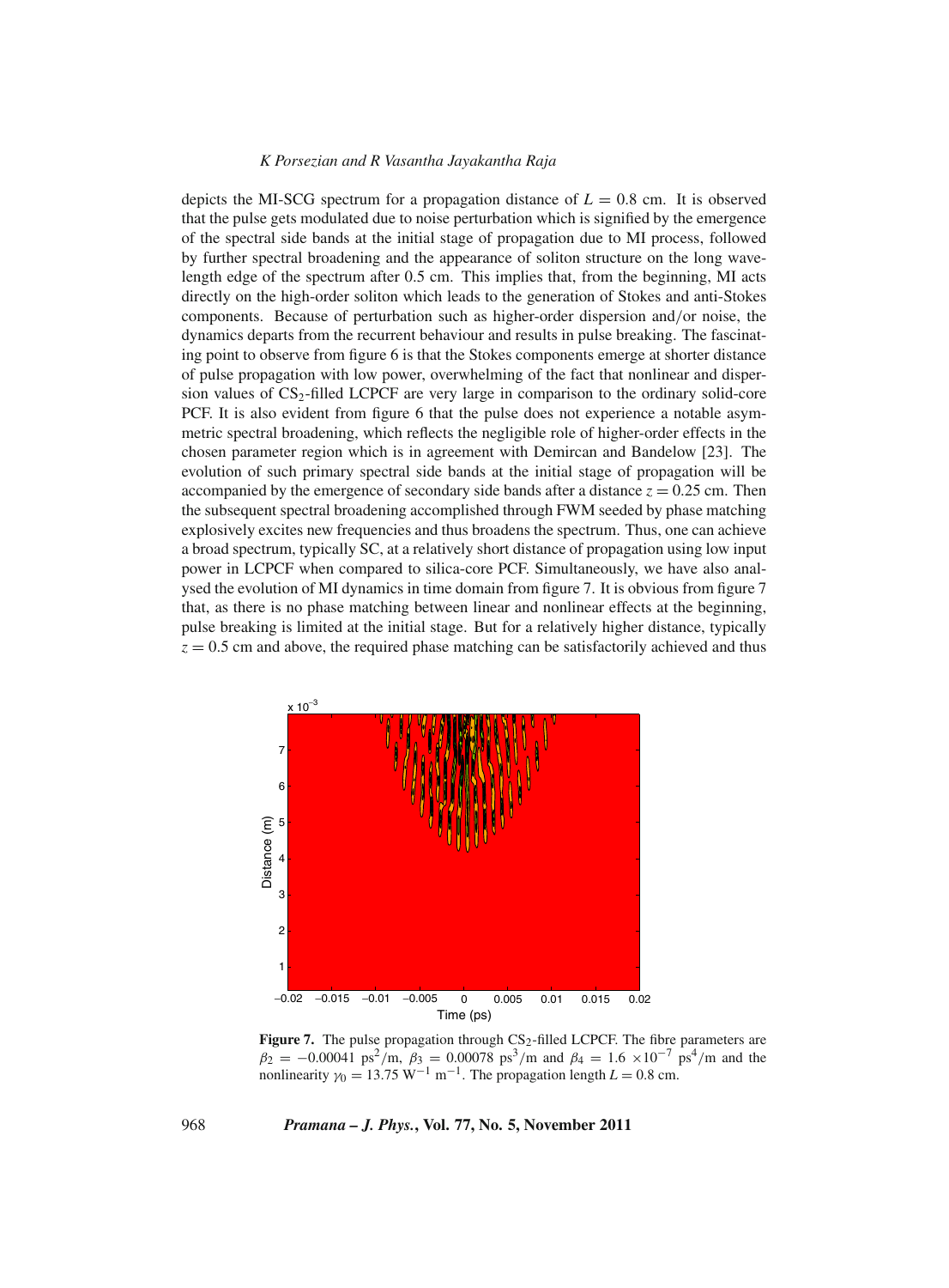depicts the MI-SCG spectrum for a propagation distance of $L = 0.8$ cm. It is observed that the pulse gets modulated due to noise perturbation which is signified by the emergence of the spectral side bands at the initial stage of propagation due to MI process, followed by further spectral broadening and the appearance of soliton structure on the long wavelength edge of the spectrum after 0.5 cm. This implies that, from the beginning, MI acts directly on the high-order soliton which leads to the generation of Stokes and anti-Stokes components. Because of perturbation such as higher-order dispersion and/or noise, the dynamics departs from the recurrent behaviour and results in pulse breaking. The fascinating point to observe from figure 6 is that the Stokes components emerge at shorter distance of pulse propagation with low power, overwhelming of the fact that nonlinear and dispersion values of $CS_2$-filled LCPCF are very large in comparison to the ordinary solid-core PCF. It is also evident from figure 6 that the pulse does not experience a notable asymmetric spectral broadening, which reflects the negligible role of higher-order effects in the chosen parameter region which is in agreement with Demircan and Bandelow [23]. The evolution of such primary spectral side bands at the initial stage of propagation will be accompanied by the emergence of secondary side bands after a distance $z = 0.25$ cm. Then the subsequent spectral broadening accomplished through FWM seeded by phase matching explosively excites new frequencies and thus broadens the spectrum. Thus, one can achieve a broad spectrum, typically SC, at a relatively short distance of propagation using low input power in LCPCF when compared to silica-core PCF. Simultaneously, we have also analysed the evolution of MI dynamics in time domain from figure 7. It is obvious from figure 7 that, as there is no phase matching between linear and nonlinear effects at the beginning, pulse breaking is limited at the initial stage. But for a relatively higher distance, typically $z = 0.5$ cm and above, the required phase matching can be satisfactorily achieved and thus

x $10^{-3}$
Distance (m)
1 2 3 4 5 6 7
Time (ps)
–0.02 –0.015 –0.01 –0.005 0 0.005 0.01 0.015 0.02

**Figure 7.** The pulse propagation through $CS_2$-filled LCPCF. The fibre parameters are $\beta_2 = -0.00041$ ps$^2$/m, $\beta_3 = 0.00078$ ps$^3$/m and $\beta_4 = 1.6 \times 10^{-7}$ ps$^4$/m and the nonlinearity $\gamma_0 = 13.75$ W$^{-1}$ m$^{-1}$. The propagation length $L = 0.8$ cm.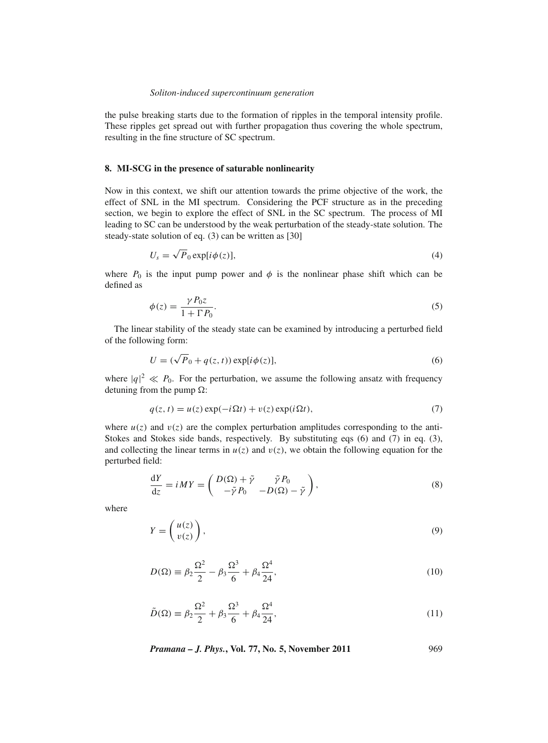the pulse breaking starts due to the formation of ripples in the temporal intensity profile. These ripples get spread out with further propagation thus covering the whole spectrum, resulting in the fine structure of SC spectrum.

## 8. MI-SCG in the presence of saturable nonlinearity

Now in this context, we shift our attention towards the prime objective of the work, the effect of SNL in the MI spectrum. Considering the PCF structure as in the preceding section, we begin to explore the effect of SNL in the SC spectrum. The process of MI leading to SC can be understood by the weak perturbation of the steady-state solution. The steady-state solution of eq. (3) can be written as [30]

$$U_s = \sqrt{P_0}\exp[i\phi(z)], \tag{4}$$

where $P_0$ is the input pump power and $\phi$ is the nonlinear phase shift which can be defined as

$$\phi(z) = \frac{\gamma P_0 z}{1 + \Gamma P_0}. \tag{5}$$

The linear stability of the steady state can be examined by introducing a perturbed field of the following form:

$$U = (\sqrt{P_0} + q(z,t))\exp[i\phi(z)], \tag{6}$$

where $|q|^2 \ll P_0$. For the perturbation, we assume the following ansatz with frequency detuning from the pump $\Omega$:

$$q(z,t) = u(z)\exp(-i\Omega t) + v(z)\exp(i\Omega t), \tag{7}$$

where $u(z)$ and $v(z)$ are the complex perturbation amplitudes corresponding to the anti-Stokes and Stokes side bands, respectively. By substituting eqs (6) and (7) in eq. (3), and collecting the linear terms in $u(z)$ and $v(z)$, we obtain the following equation for the perturbed field:

$$\frac{\mathrm{d}Y}{\mathrm{d}z} = iMY = \begin{pmatrix} D(\Omega) + \tilde{\gamma} & \tilde{\gamma} P_0 \\ -\tilde{\gamma} P_0 & -D(\Omega) - \tilde{\gamma} \end{pmatrix}, \tag{8}$$

where

$$Y = \begin{pmatrix} u(z) \\ v(z) \end{pmatrix}, \tag{9}$$

$$D(\Omega) \equiv \beta_2 \frac{\Omega^2}{2} - \beta_3 \frac{\Omega^3}{6} + \beta_4 \frac{\Omega^4}{24}, \tag{10}$$

$$\tilde{D}(\Omega) \equiv \beta_2 \frac{\Omega^2}{2} + \beta_3 \frac{\Omega^3}{6} + \beta_4 \frac{\Omega^4}{24}, \tag{11}$$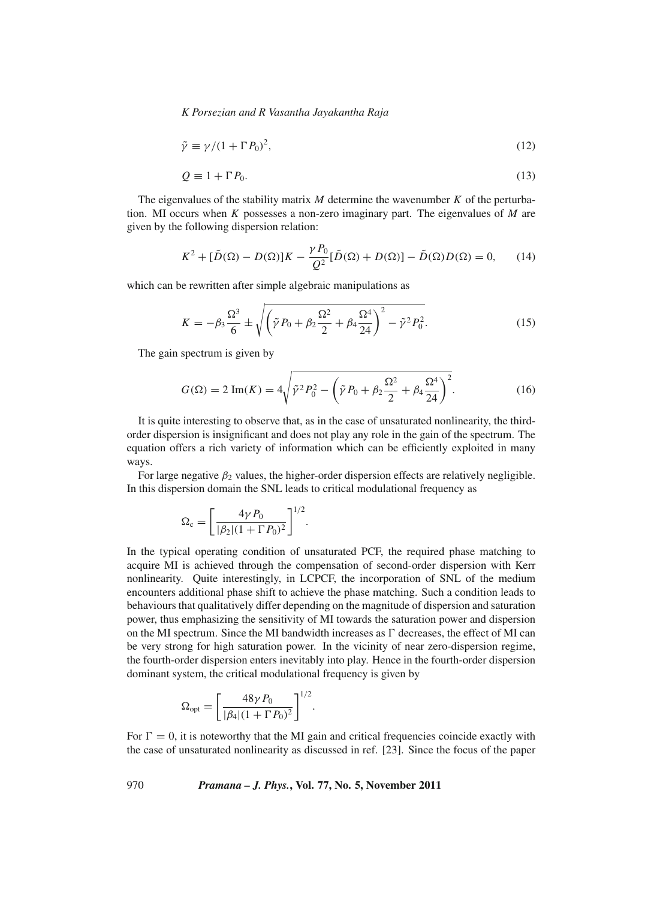$$\tilde{\gamma} \equiv \gamma/(1+\Gamma P_0)^2, \tag{12}$$

$$Q \equiv 1+\Gamma P_0. \tag{13}$$

The eigenvalues of the stability matrix $M$ determine the wavenumber $K$ of the perturbation. MI occurs when $K$ possesses a non-zero imaginary part. The eigenvalues of $M$ are given by the following dispersion relation:

$$K^2 + [\tilde{D}(\Omega) - D(\Omega)]K - \frac{\gamma P_0}{Q^2}[\tilde{D}(\Omega) + D(\Omega)] - \tilde{D}(\Omega)D(\Omega) = 0, \tag{14}$$

which can be rewritten after simple algebraic manipulations as

$$K = -\beta_3 \frac{\Omega^3}{6} \pm \sqrt{\left(\tilde{\gamma} P_0 + \beta_2 \frac{\Omega^2}{2} + \beta_4 \frac{\Omega^4}{24}\right)^2 - \tilde{\gamma}^2 P_0^2}. \tag{15}$$

The gain spectrum is given by

$$G(\Omega) = 2\,\mathrm{Im}(K) = 4\sqrt{\tilde{\gamma}^2 P_0^2 - \left(\tilde{\gamma} P_0 + \beta_2 \frac{\Omega^2}{2} + \beta_4 \frac{\Omega^4}{24}\right)^2}. \tag{16}$$

It is quite interesting to observe that, as in the case of unsaturated nonlinearity, the third-order dispersion is insignificant and does not play any role in the gain of the spectrum. The equation offers a rich variety of information which can be efficiently exploited in many ways.

For large negative $\beta_2$ values, the higher-order dispersion effects are relatively negligible. In this dispersion domain the SNL leads to critical modulational frequency as

$$\Omega_{\mathrm{c}} = \left[\frac{4\gamma P_0}{|\beta_2|(1+\Gamma P_0)^2}\right]^{1/2}.$$

In the typical operating condition of unsaturated PCF, the required phase matching to acquire MI is achieved through the compensation of second-order dispersion with Kerr nonlinearity. Quite interestingly, in LCPCF, the incorporation of SNL of the medium encounters additional phase shift to achieve the phase matching. Such a condition leads to behaviours that qualitatively differ depending on the magnitude of dispersion and saturation power, thus emphasizing the sensitivity of MI towards the saturation power and dispersion on the MI spectrum. Since the MI bandwidth increases as $\Gamma$ decreases, the effect of MI can be very strong for high saturation power. In the vicinity of near zero-dispersion regime, the fourth-order dispersion enters inevitably into play. Hence in the fourth-order dispersion dominant system, the critical modulational frequency is given by

$$\Omega_{\mathrm{opt}} = \left[\frac{48\gamma P_0}{|\beta_4|(1+\Gamma P_0)^2}\right]^{1/2}.$$

For $\Gamma = 0$, it is noteworthy that the MI gain and critical frequencies coincide exactly with the case of unsaturated nonlinearity as discussed in ref. [23]. Since the focus of the paper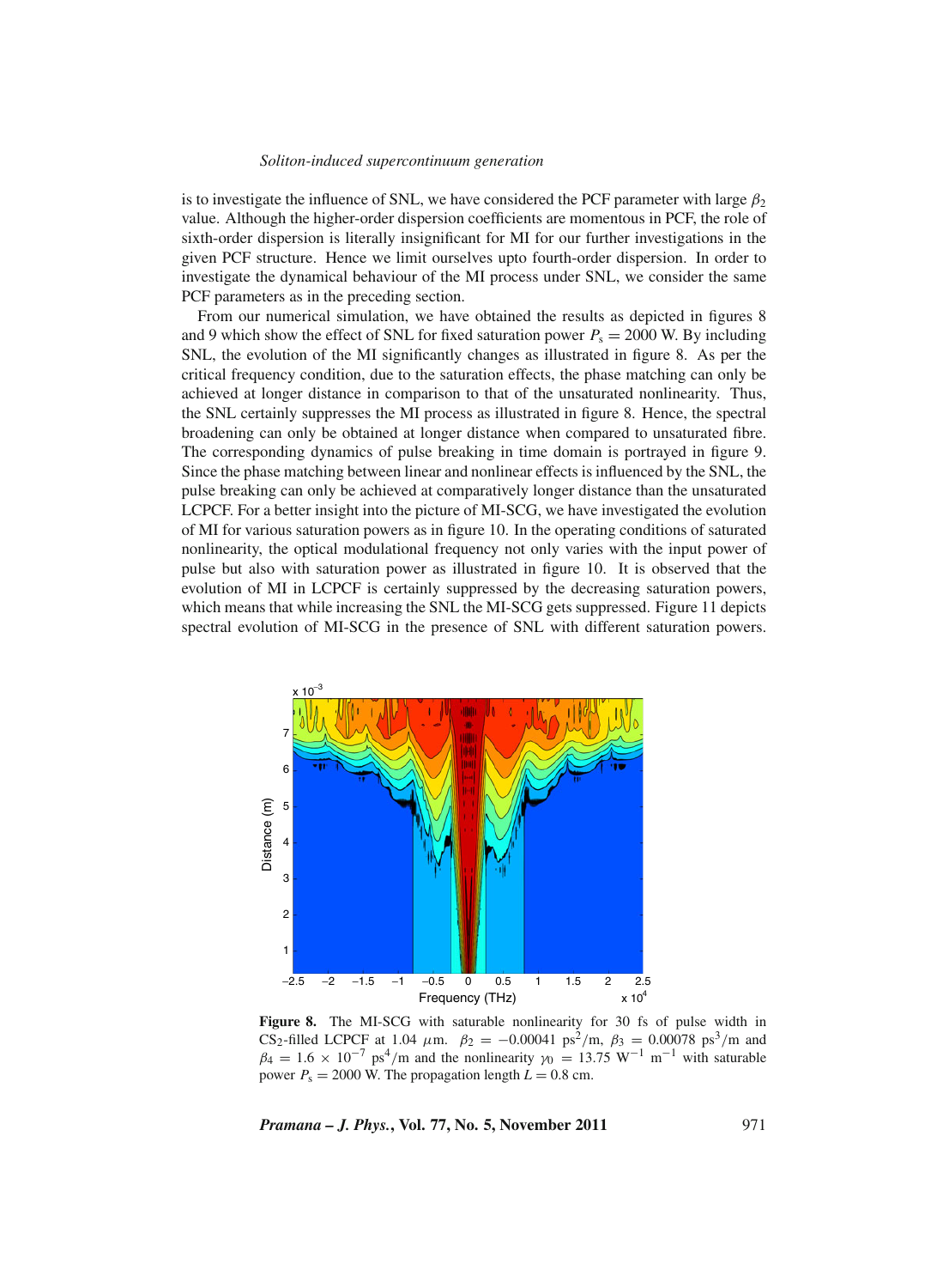is to investigate the influence of SNL, we have considered the PCF parameter with large $\beta_2$ value. Although the higher-order dispersion coefficients are momentous in PCF, the role of sixth-order dispersion is literally insignificant for MI for our further investigations in the given PCF structure. Hence we limit ourselves upto fourth-order dispersion. In order to investigate the dynamical behaviour of the MI process under SNL, we consider the same PCF parameters as in the preceding section.

From our numerical simulation, we have obtained the results as depicted in figures 8 and 9 which show the effect of SNL for fixed saturation power $P_s = 2000$ W. By including SNL, the evolution of the MI significantly changes as illustrated in figure 8. As per the critical frequency condition, due to the saturation effects, the phase matching can only be achieved at longer distance in comparison to that of the unsaturated nonlinearity. Thus, the SNL certainly suppresses the MI process as illustrated in figure 8. Hence, the spectral broadening can only be obtained at longer distance when compared to unsaturated fibre. The corresponding dynamics of pulse breaking in time domain is portrayed in figure 9. Since the phase matching between linear and nonlinear effects is influenced by the SNL, the pulse breaking can only be achieved at comparatively longer distance than the unsaturated LCPCF. For a better insight into the picture of MI-SCG, we have investigated the evolution of MI for various saturation powers as in figure 10. In the operating conditions of saturated nonlinearity, the optical modulational frequency not only varies with the input power of pulse but also with saturation power as illustrated in figure 10. It is observed that the evolution of MI in LCPCF is certainly suppressed by the decreasing saturation powers, which means that while increasing the SNL the MI-SCG gets suppressed. Figure 11 depicts spectral evolution of MI-SCG in the presence of SNL with different saturation powers.

x 10^-3
7
6
5
4
3
2
1
Distance (m)
−2.5 −2 −1.5 −1 −0.5 0 0.5 1 1.5 2 2.5
Frequency (THz)
x 10^4

**Figure 8.** The MI-SCG with saturable nonlinearity for 30 fs of pulse width in $CS_2$-filled LCPCF at 1.04 $\mu$m. $\beta_2 = -0.00041$ ps$^2$/m, $\beta_3 = 0.00078$ ps$^3$/m and $\beta_4 = 1.6 \times 10^{-7}$ ps$^4$/m and the nonlinearity $\gamma_0 = 13.75$ W$^{-1}$ m$^{-1}$ with saturable power $P_s = 2000$ W. The propagation length $L = 0.8$ cm.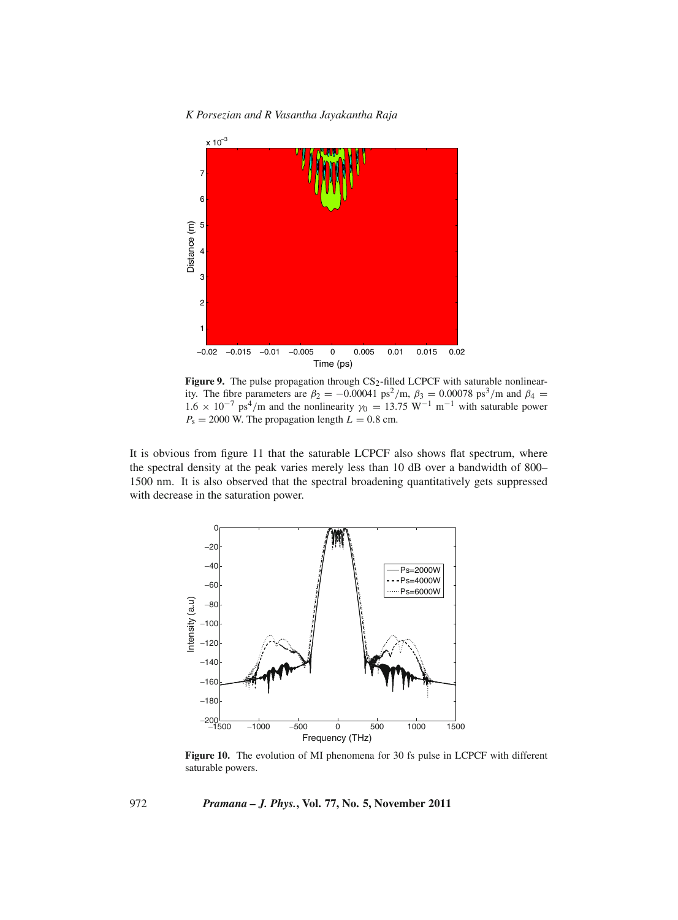x $10^{-3}$

7

6

5

4

3

2

1

Distance (m)

–0.02 –0.015 –0.01 –0.005 0 0.005 0.01 0.015 0.02

Time (ps)

**Figure 9.** The pulse propagation through $CS_2$-filled LCPCF with saturable nonlinearity. The fibre parameters are $\beta_2 = -0.00041$ ps$^2$/m, $\beta_3 = 0.00078$ ps$^3$/m and $\beta_4 = 1.6 \times 10^{-7}$ ps$^4$/m and the nonlinearity $\gamma_0 = 13.75$ W$^{-1}$ m$^{-1}$ with saturable power $P_s = 2000$ W. The propagation length $L = 0.8$ cm.

It is obvious from figure 11 that the saturable LCPCF also shows flat spectrum, where the spectral density at the peak varies merely less than 10 dB over a bandwidth of 800–1500 nm. It is also observed that the spectral broadening quantitatively gets suppressed with decrease in the saturation power.

0

–20

–40

–60

–80

–100

–120

–140

–160

–180

–200

Intensity (a.u)

–1500 –1000 –500 0 500 1000 1500

Frequency (THz)

Ps=2000W

Ps=4000W

Ps=6000W

**Figure 10.** The evolution of MI phenomena for 30 fs pulse in LCPCF with different saturable powers.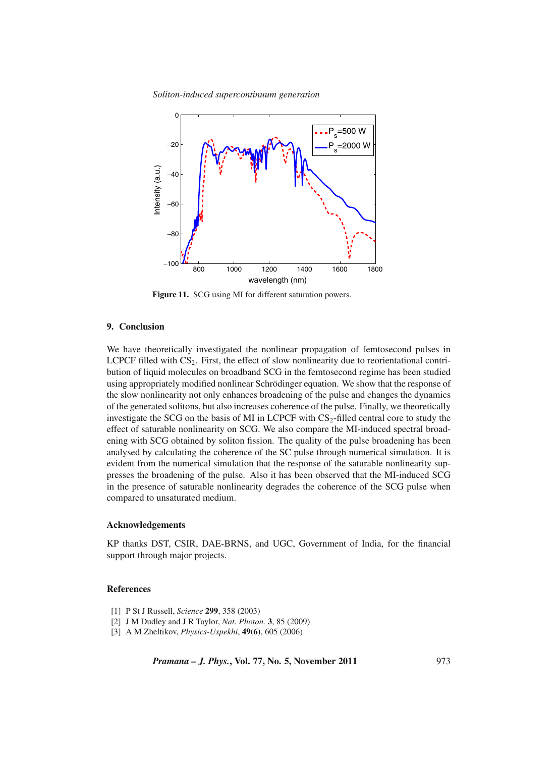0

−20

−40

−60

−80

−100

Intensity (a.u.)

800 1000 1200 1400 1600 1800

wavelength (nm)

$P_s$=500 W

$P_s$=2000 W

**Figure 11.** SCG using MI for different saturation powers.

## 9. Conclusion

We have theoretically investigated the nonlinear propagation of femtosecond pulses in LCPCF filled with $CS_2$. First, the effect of slow nonlinearity due to reorientational contribution of liquid molecules on broadband SCG in the femtosecond regime has been studied using appropriately modified nonlinear Schrödinger equation. We show that the response of the slow nonlinearity not only enhances broadening of the pulse and changes the dynamics of the generated solitons, but also increases coherence of the pulse. Finally, we theoretically investigate the SCG on the basis of MI in LCPCF with $CS_2$-filled central core to study the effect of saturable nonlinearity on SCG. We also compare the MI-induced spectral broadening with SCG obtained by soliton fission. The quality of the pulse broadening has been analysed by calculating the coherence of the SC pulse through numerical simulation. It is evident from the numerical simulation that the response of the saturable nonlinearity suppresses the broadening of the pulse. Also it has been observed that the MI-induced SCG in the presence of saturable nonlinearity degrades the coherence of the SCG pulse when compared to unsaturated medium.

### Acknowledgements

KP thanks DST, CSIR, DAE-BRNS, and UGC, Government of India, for the financial support through major projects.

### References

[1] P St J Russell, *Science* **299**, 358 (2003)
[2] J M Dudley and J R Taylor, *Nat. Photon.* **3**, 85 (2009)
[3] A M Zheltikov, *Physics-Uspekhi*, **49(6)**, 605 (2006)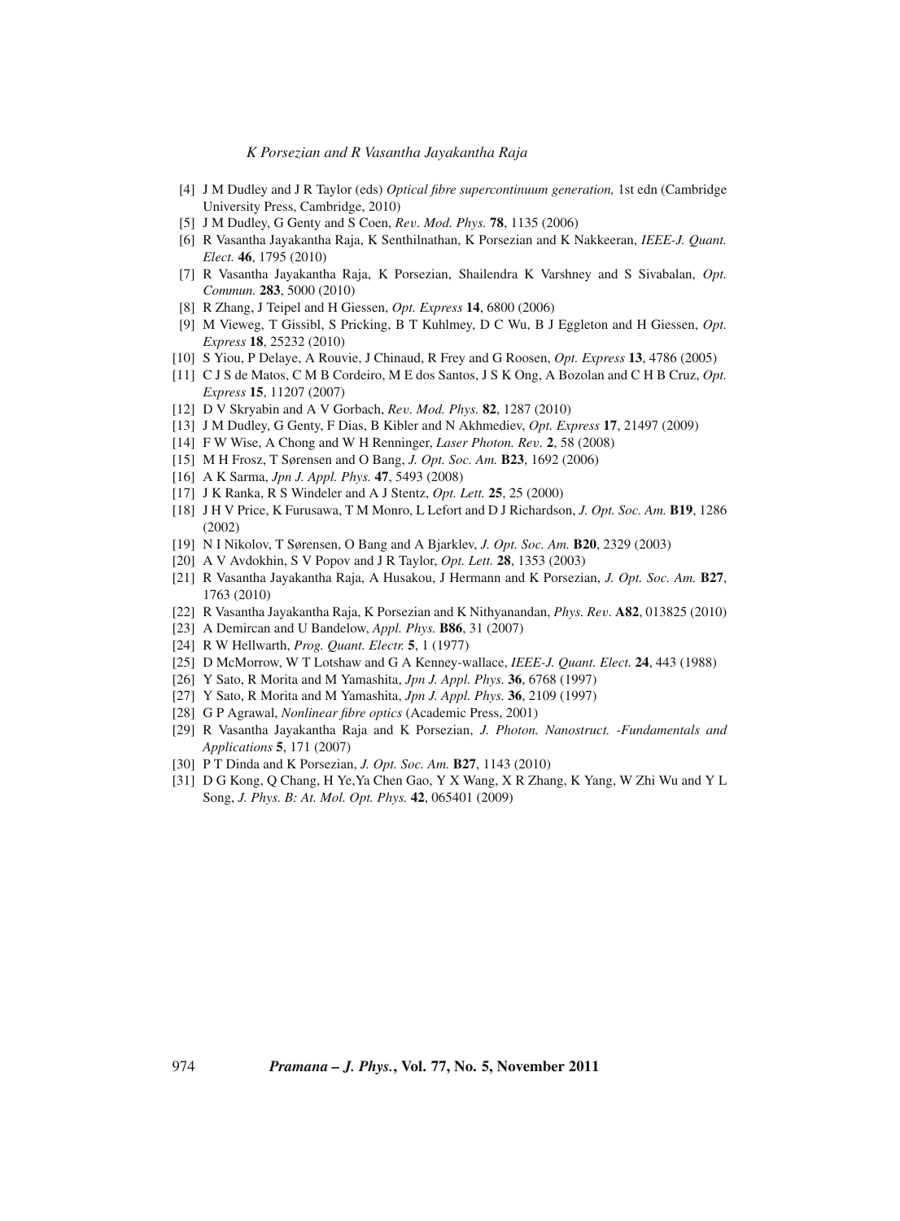[4] J M Dudley and J R Taylor (eds) *Optical fibre supercontinuum generation,* 1st edn (Cambridge University Press, Cambridge, 2010)

[5] J M Dudley, G Genty and S Coen, *Rev. Mod. Phys.* **78**, 1135 (2006)

[6] R Vasantha Jayakantha Raja, K Senthilnathan, K Porsezian and K Nakkeeran, *IEEE-J. Quant. Elect.* **46**, 1795 (2010)

[7] R Vasantha Jayakantha Raja, K Porsezian, Shailendra K Varshney and S Sivabalan, *Opt. Commun.* **283**, 5000 (2010)

[8] R Zhang, J Teipel and H Giessen, *Opt. Express* **14**, 6800 (2006)

[9] M Vieweg, T Gissibl, S Pricking, B T Kuhlmey, D C Wu, B J Eggleton and H Giessen, *Opt. Express* **18**, 25232 (2010)

[10] S Yiou, P Delaye, A Rouvie, J Chinaud, R Frey and G Roosen, *Opt. Express* **13**, 4786 (2005)

[11] C J S de Matos, C M B Cordeiro, M E dos Santos, J S K Ong, A Bozolan and C H B Cruz, *Opt. Express* **15**, 11207 (2007)

[12] D V Skryabin and A V Gorbach, *Rev. Mod. Phys.* **82**, 1287 (2010)

[13] J M Dudley, G Genty, F Dias, B Kibler and N Akhmediev, *Opt. Express* **17**, 21497 (2009)

[14] F W Wise, A Chong and W H Renninger, *Laser Photon. Rev.* **2**, 58 (2008)

[15] M H Frosz, T Sørensen and O Bang, *J. Opt. Soc. Am.* **B23**, 1692 (2006)

[16] A K Sarma, *Jpn J. Appl. Phys.* **47**, 5493 (2008)

[17] J K Ranka, R S Windeler and A J Stentz, *Opt. Lett.* **25**, 25 (2000)

[18] J H V Price, K Furusawa, T M Monro, L Lefort and D J Richardson, *J. Opt. Soc. Am.* **B19**, 1286 (2002)

[19] N I Nikolov, T Sørensen, O Bang and A Bjarklev, *J. Opt. Soc. Am.* **B20**, 2329 (2003)

[20] A V Avdokhin, S V Popov and J R Taylor, *Opt. Lett.* **28**, 1353 (2003)

[21] R Vasantha Jayakantha Raja, A Husakou, J Hermann and K Porsezian, *J. Opt. Soc. Am.* **B27**, 1763 (2010)

[22] R Vasantha Jayakantha Raja, K Porsezian and K Nithyanandan, *Phys. Rev.* **A82**, 013825 (2010)

[23] A Demircan and U Bandelow, *Appl. Phys.* **B86**, 31 (2007)

[24] R W Hellwarth, *Prog. Quant. Electr.* **5**, 1 (1977)

[25] D McMorrow, W T Lotshaw and G A Kenney-wallace, *IEEE-J. Quant. Elect.* **24**, 443 (1988)

[26] Y Sato, R Morita and M Yamashita, *Jpn J. Appl. Phys.* **36**, 6768 (1997)

[27] Y Sato, R Morita and M Yamashita, *Jpn J. Appl. Phys.* **36**, 2109 (1997)

[28] G P Agrawal, *Nonlinear fibre optics* (Academic Press, 2001)

[29] R Vasantha Jayakantha Raja and K Porsezian, *J. Photon. Nanostruct. -Fundamentals and Applications* **5**, 171 (2007)

[30] P T Dinda and K Porsezian, *J. Opt. Soc. Am.* **B27**, 1143 (2010)

[31] D G Kong, Q Chang, H Ye,Ya Chen Gao, Y X Wang, X R Zhang, K Yang, W Zhi Wu and Y L Song, *J. Phys. B: At. Mol. Opt. Phys.* **42**, 065401 (2009)